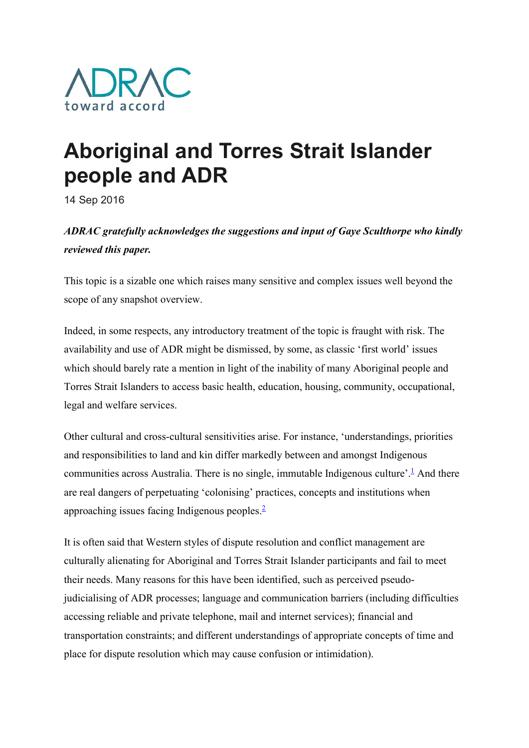ADRAC
toward accord

# Aboriginal and Torres Strait Islander people and ADR

14 Sep 2016

***ADRAC gratefully acknowledges the suggestions and input of Gaye Sculthorpe who kindly reviewed this paper.***

This topic is a sizable one which raises many sensitive and complex issues well beyond the scope of any snapshot overview.

Indeed, in some respects, any introductory treatment of the topic is fraught with risk. The availability and use of ADR might be dismissed, by some, as classic 'first world' issues which should barely rate a mention in light of the inability of many Aboriginal people and Torres Strait Islanders to access basic health, education, housing, community, occupational, legal and welfare services.

Other cultural and cross-cultural sensitivities arise. For instance, 'understandings, priorities and responsibilities to land and kin differ markedly between and amongst Indigenous communities across Australia. There is no single, immutable Indigenous culture'.[1] And there are real dangers of perpetuating 'colonising' practices, concepts and institutions when approaching issues facing Indigenous peoples.[2]

It is often said that Western styles of dispute resolution and conflict management are culturally alienating for Aboriginal and Torres Strait Islander participants and fail to meet their needs. Many reasons for this have been identified, such as perceived pseudo-judicialising of ADR processes; language and communication barriers (including difficulties accessing reliable and private telephone, mail and internet services); financial and transportation constraints; and different understandings of appropriate concepts of time and place for dispute resolution which may cause confusion or intimidation).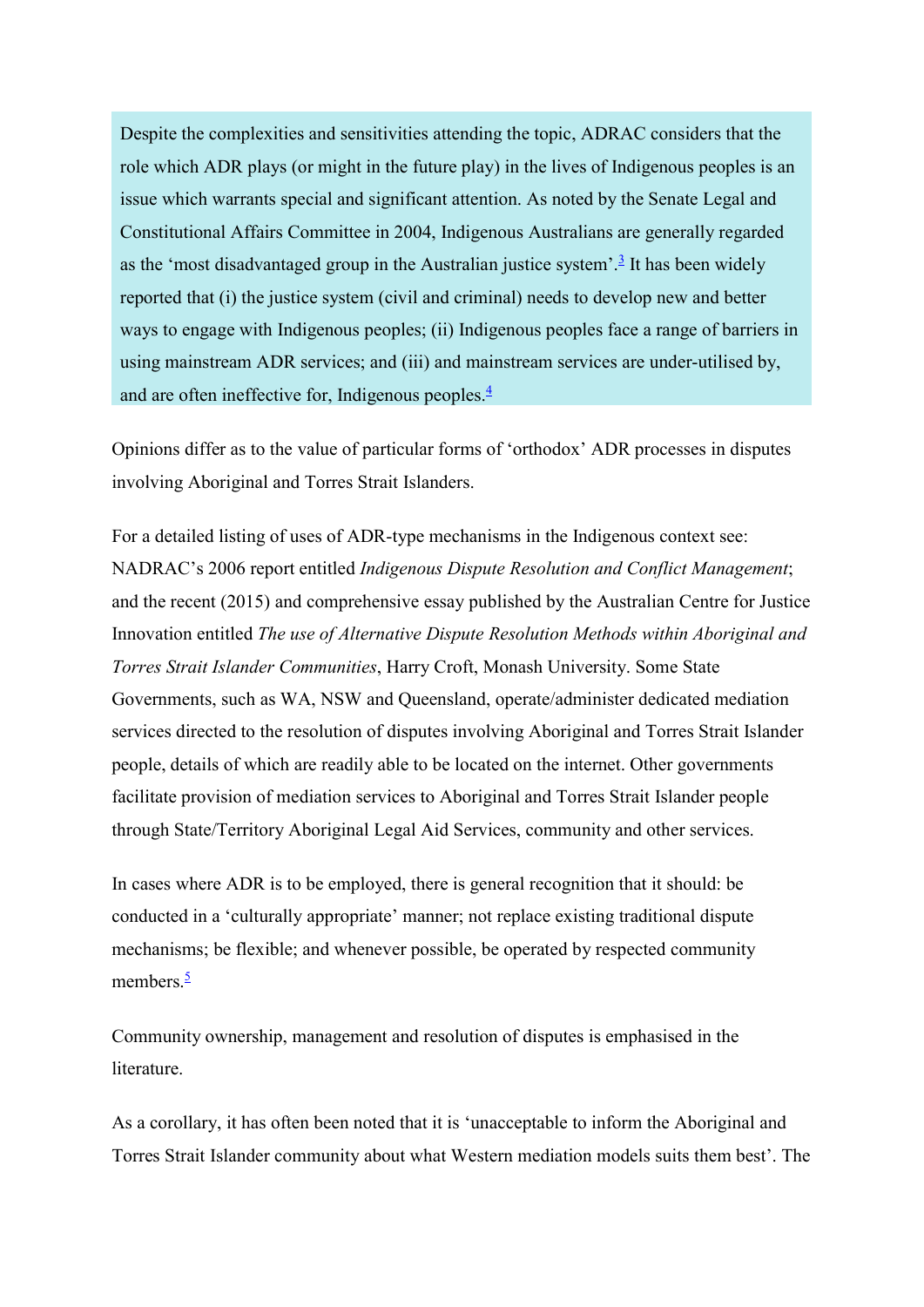Despite the complexities and sensitivities attending the topic, ADRAC considers that the role which ADR plays (or might in the future play) in the lives of Indigenous peoples is an issue which warrants special and significant attention. As noted by the Senate Legal and Constitutional Affairs Committee in 2004, Indigenous Australians are generally regarded as the 'most disadvantaged group in the Australian justice system'.[3] It has been widely reported that (i) the justice system (civil and criminal) needs to develop new and better ways to engage with Indigenous peoples; (ii) Indigenous peoples face a range of barriers in using mainstream ADR services; and (iii) and mainstream services are under-utilised by, and are often ineffective for, Indigenous peoples.[4]

Opinions differ as to the value of particular forms of 'orthodox' ADR processes in disputes involving Aboriginal and Torres Strait Islanders.

For a detailed listing of uses of ADR-type mechanisms in the Indigenous context see: NADRAC's 2006 report entitled *Indigenous Dispute Resolution and Conflict Management*; and the recent (2015) and comprehensive essay published by the Australian Centre for Justice Innovation entitled *The use of Alternative Dispute Resolution Methods within Aboriginal and Torres Strait Islander Communities*, Harry Croft, Monash University. Some State Governments, such as WA, NSW and Queensland, operate/administer dedicated mediation services directed to the resolution of disputes involving Aboriginal and Torres Strait Islander people, details of which are readily able to be located on the internet. Other governments facilitate provision of mediation services to Aboriginal and Torres Strait Islander people through State/Territory Aboriginal Legal Aid Services, community and other services.

In cases where ADR is to be employed, there is general recognition that it should: be conducted in a 'culturally appropriate' manner; not replace existing traditional dispute mechanisms; be flexible; and whenever possible, be operated by respected community members.[5]

Community ownership, management and resolution of disputes is emphasised in the literature.

As a corollary, it has often been noted that it is 'unacceptable to inform the Aboriginal and Torres Strait Islander community about what Western mediation models suits them best'. The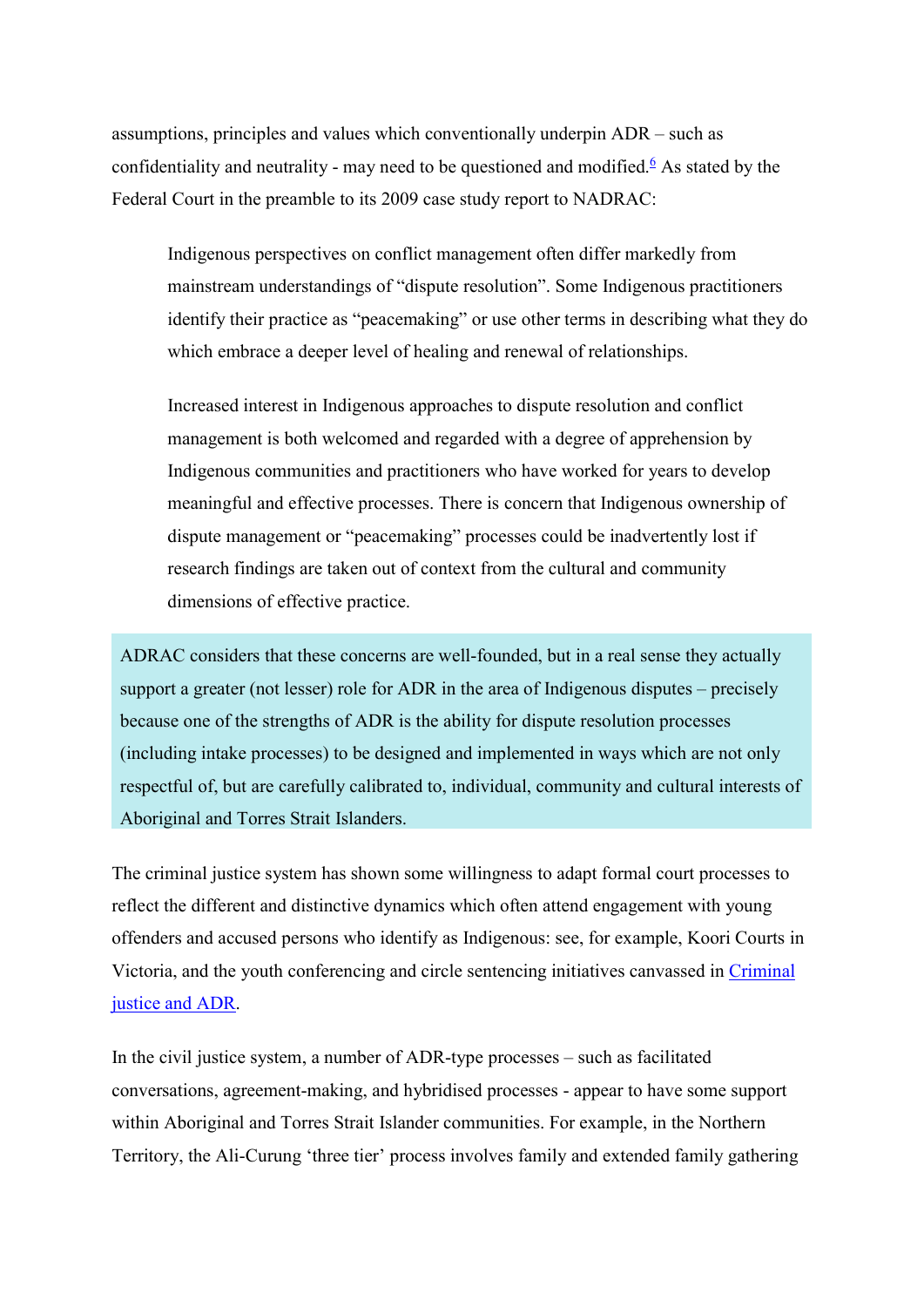assumptions, principles and values which conventionally underpin ADR – such as confidentiality and neutrality - may need to be questioned and modified.[6] As stated by the Federal Court in the preamble to its 2009 case study report to NADRAC:

> Indigenous perspectives on conflict management often differ markedly from mainstream understandings of "dispute resolution". Some Indigenous practitioners identify their practice as "peacemaking" or use other terms in describing what they do which embrace a deeper level of healing and renewal of relationships.
>
> Increased interest in Indigenous approaches to dispute resolution and conflict management is both welcomed and regarded with a degree of apprehension by Indigenous communities and practitioners who have worked for years to develop meaningful and effective processes. There is concern that Indigenous ownership of dispute management or "peacemaking" processes could be inadvertently lost if research findings are taken out of context from the cultural and community dimensions of effective practice.

ADRAC considers that these concerns are well-founded, but in a real sense they actually support a greater (not lesser) role for ADR in the area of Indigenous disputes – precisely because one of the strengths of ADR is the ability for dispute resolution processes (including intake processes) to be designed and implemented in ways which are not only respectful of, but are carefully calibrated to, individual, community and cultural interests of Aboriginal and Torres Strait Islanders.

The criminal justice system has shown some willingness to adapt formal court processes to reflect the different and distinctive dynamics which often attend engagement with young offenders and accused persons who identify as Indigenous: see, for example, Koori Courts in Victoria, and the youth conferencing and circle sentencing initiatives canvassed in Criminal justice and ADR.

In the civil justice system, a number of ADR-type processes – such as facilitated conversations, agreement-making, and hybridised processes - appear to have some support within Aboriginal and Torres Strait Islander communities. For example, in the Northern Territory, the Ali-Curung 'three tier' process involves family and extended family gathering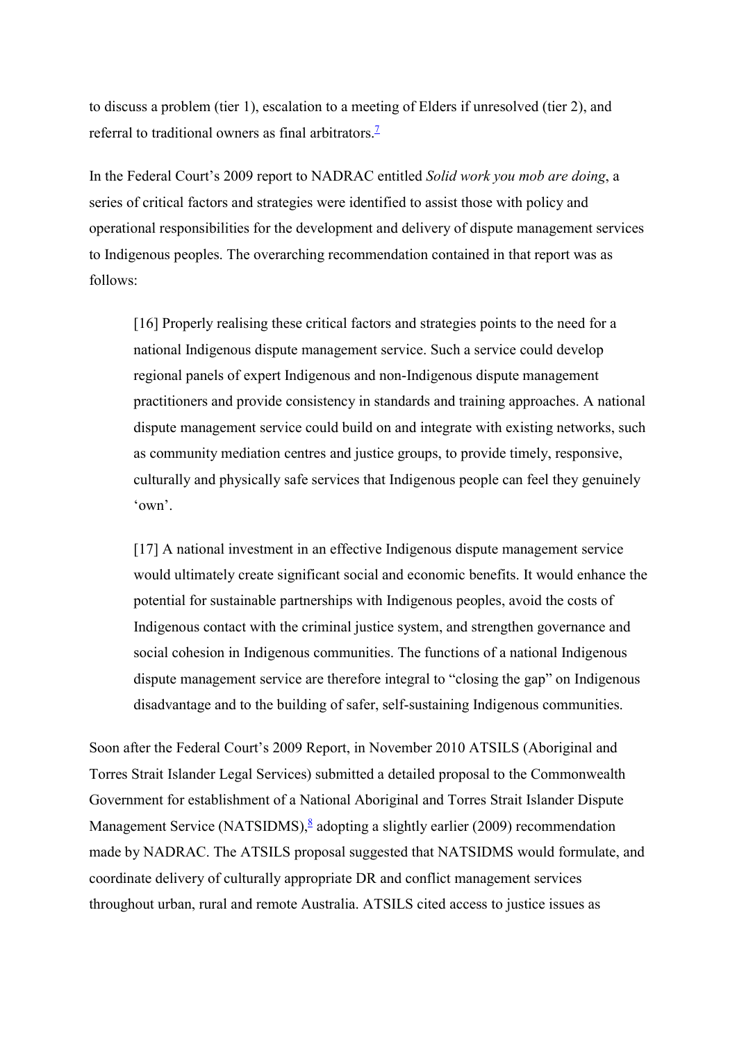to discuss a problem (tier 1), escalation to a meeting of Elders if unresolved (tier 2), and referral to traditional owners as final arbitrators.[7]

In the Federal Court's 2009 report to NADRAC entitled *Solid work you mob are doing*, a series of critical factors and strategies were identified to assist those with policy and operational responsibilities for the development and delivery of dispute management services to Indigenous peoples. The overarching recommendation contained in that report was as follows:

> [16] Properly realising these critical factors and strategies points to the need for a national Indigenous dispute management service. Such a service could develop regional panels of expert Indigenous and non-Indigenous dispute management practitioners and provide consistency in standards and training approaches. A national dispute management service could build on and integrate with existing networks, such as community mediation centres and justice groups, to provide timely, responsive, culturally and physically safe services that Indigenous people can feel they genuinely 'own'.
>
> [17] A national investment in an effective Indigenous dispute management service would ultimately create significant social and economic benefits. It would enhance the potential for sustainable partnerships with Indigenous peoples, avoid the costs of Indigenous contact with the criminal justice system, and strengthen governance and social cohesion in Indigenous communities. The functions of a national Indigenous dispute management service are therefore integral to "closing the gap" on Indigenous disadvantage and to the building of safer, self-sustaining Indigenous communities.

Soon after the Federal Court's 2009 Report, in November 2010 ATSILS (Aboriginal and Torres Strait Islander Legal Services) submitted a detailed proposal to the Commonwealth Government for establishment of a National Aboriginal and Torres Strait Islander Dispute Management Service (NATSIDMS),[8] adopting a slightly earlier (2009) recommendation made by NADRAC. The ATSILS proposal suggested that NATSIDMS would formulate, and coordinate delivery of culturally appropriate DR and conflict management services throughout urban, rural and remote Australia. ATSILS cited access to justice issues as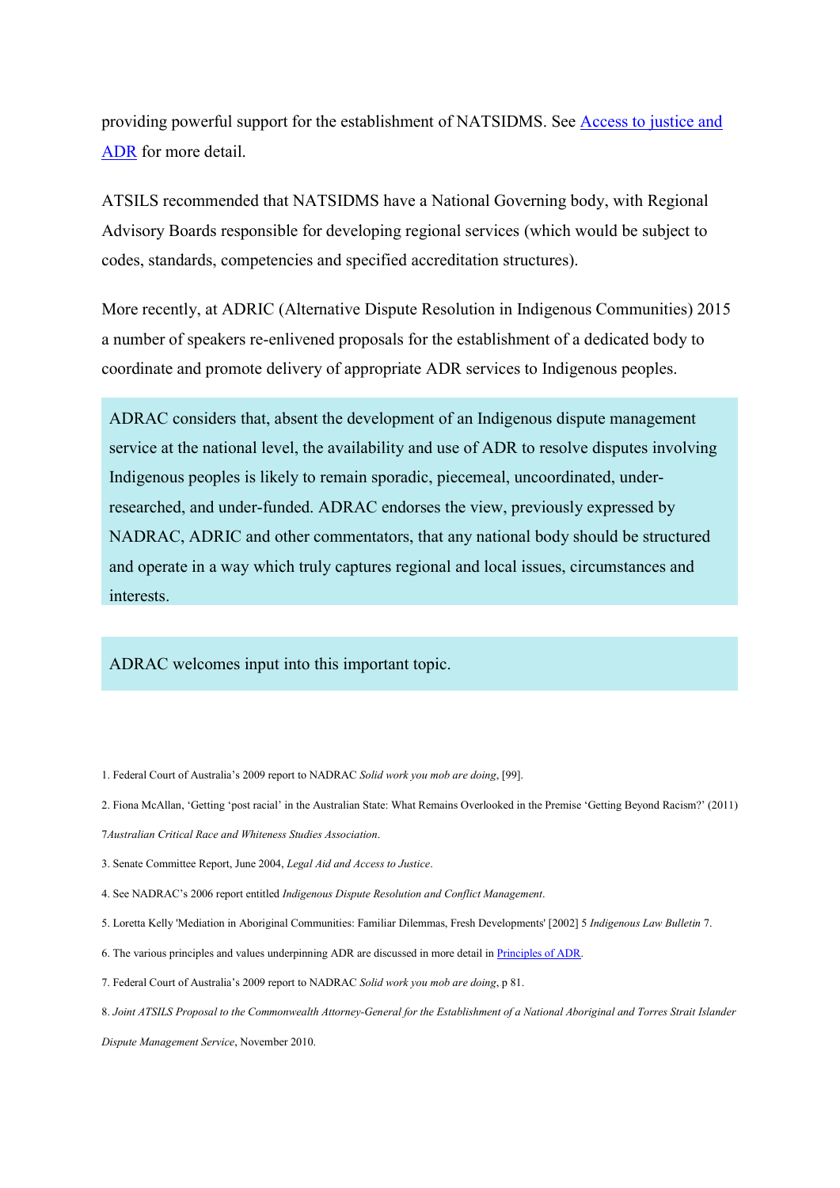providing powerful support for the establishment of NATSIDMS. See [Access to justice and ADR](#) for more detail.

ATSILS recommended that NATSIDMS have a National Governing body, with Regional Advisory Boards responsible for developing regional services (which would be subject to codes, standards, competencies and specified accreditation structures).

More recently, at ADRIC (Alternative Dispute Resolution in Indigenous Communities) 2015 a number of speakers re-enlivened proposals for the establishment of a dedicated body to coordinate and promote delivery of appropriate ADR services to Indigenous peoples.

> ADRAC considers that, absent the development of an Indigenous dispute management service at the national level, the availability and use of ADR to resolve disputes involving Indigenous peoples is likely to remain sporadic, piecemeal, uncoordinated, under-researched, and under-funded. ADRAC endorses the view, previously expressed by NADRAC, ADRIC and other commentators, that any national body should be structured and operate in a way which truly captures regional and local issues, circumstances and interests.

> ADRAC welcomes input into this important topic.

1. Federal Court of Australia's 2009 report to NADRAC *Solid work you mob are doing*, [99].

2. Fiona McAllan, 'Getting 'post racial' in the Australian State: What Remains Overlooked in the Premise 'Getting Beyond Racism?' (2011) 7*Australian Critical Race and Whiteness Studies Association*.

3. Senate Committee Report, June 2004, *Legal Aid and Access to Justice*.

4. See NADRAC's 2006 report entitled *Indigenous Dispute Resolution and Conflict Management*.

5. Loretta Kelly 'Mediation in Aboriginal Communities: Familiar Dilemmas, Fresh Developments' [2002] 5 *Indigenous Law Bulletin* 7.

6. The various principles and values underpinning ADR are discussed in more detail in [Principles of ADR](#).

7. Federal Court of Australia's 2009 report to NADRAC *Solid work you mob are doing*, p 81.

8. *Joint ATSILS Proposal to the Commonwealth Attorney-General for the Establishment of a National Aboriginal and Torres Strait Islander Dispute Management Service*, November 2010.